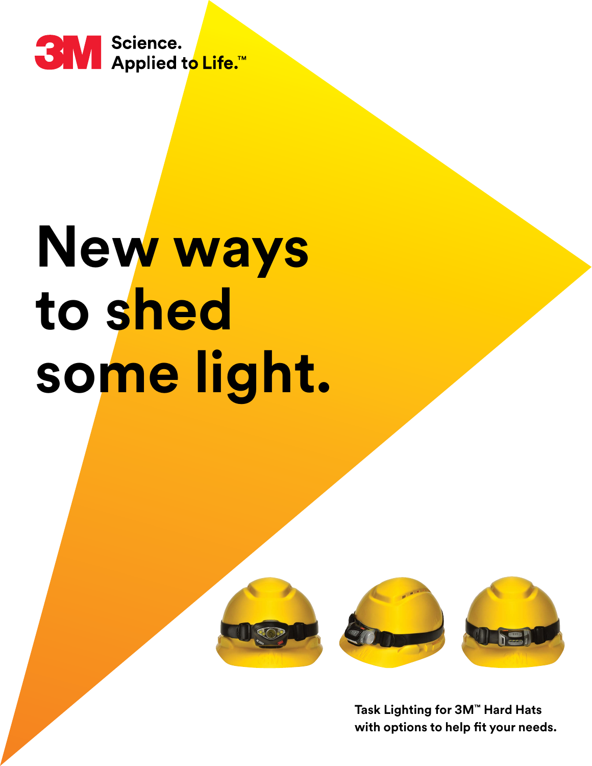3M Science. Applied to Life.™

# New ways to shed some light.

**Task Lighting for 3M™ Hard Hats with options to help fit your needs.**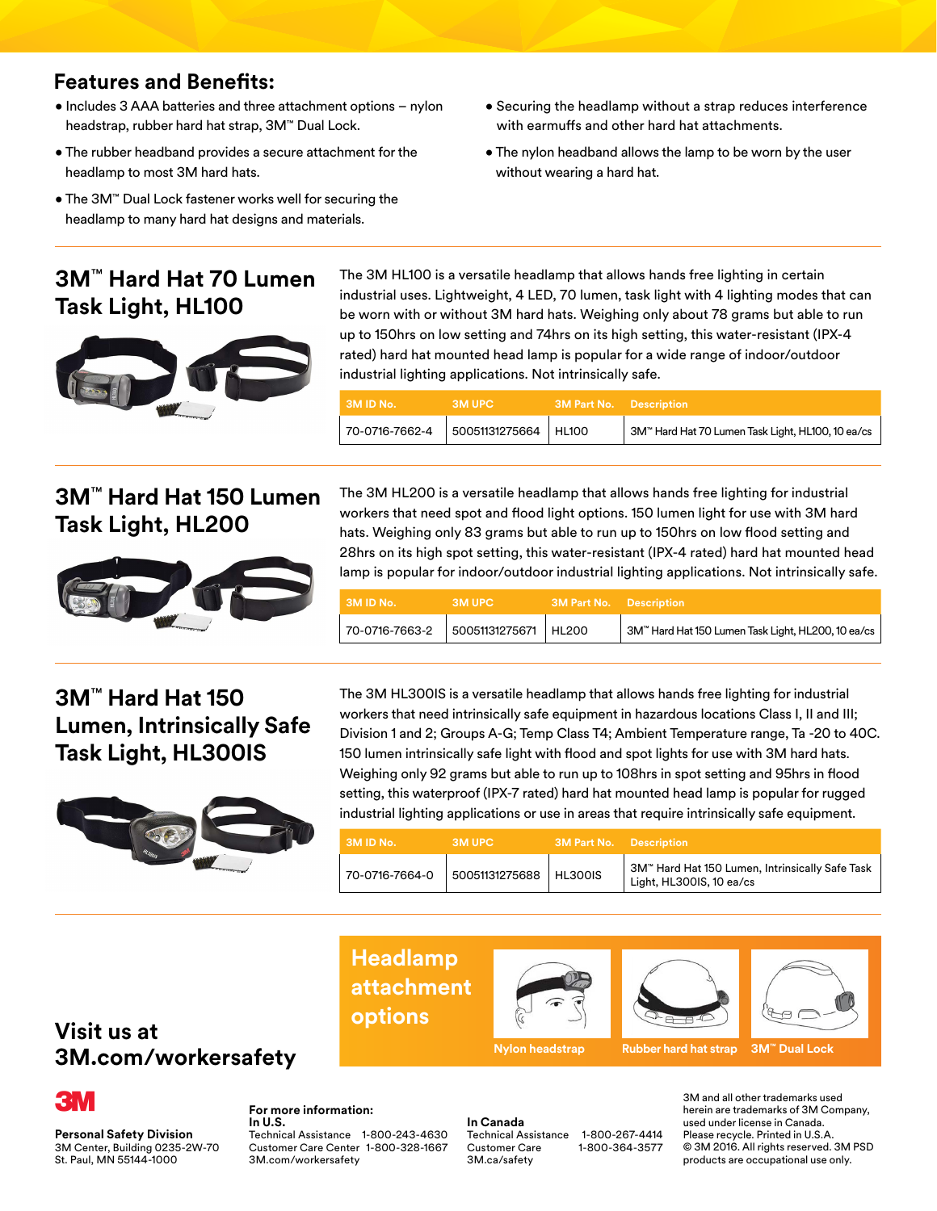## Features and Benefits:

- Includes 3 AAA batteries and three attachment options – nylon headstrap, rubber hard hat strap, 3M™ Dual Lock.
- The rubber headband provides a secure attachment for the headlamp to most 3M hard hats.
- The 3M™ Dual Lock fastener works well for securing the headlamp to many hard hat designs and materials.
- Securing the headlamp without a strap reduces interference with earmuffs and other hard hat attachments.
- The nylon headband allows the lamp to be worn by the user without wearing a hard hat.

## 3M™ Hard Hat 70 Lumen Task Light, HL100

The 3M HL100 is a versatile headlamp that allows hands free lighting in certain industrial uses. Lightweight, 4 LED, 70 lumen, task light with 4 lighting modes that can be worn with or without 3M hard hats. Weighing only about 78 grams but able to run up to 150hrs on low setting and 74hrs on its high setting, this water-resistant (IPX-4 rated) hard hat mounted head lamp is popular for a wide range of indoor/outdoor industrial lighting applications. Not intrinsically safe.

| 3M ID No. | 3M UPC | 3M Part No. | Description |
|---|---|---|---|
| 70-0716-7662-4 | 50051131275664 | HL100 | 3M™ Hard Hat 70 Lumen Task Light, HL100, 10 ea/cs |

## 3M™ Hard Hat 150 Lumen Task Light, HL200

The 3M HL200 is a versatile headlamp that allows hands free lighting for industrial workers that need spot and flood light options. 150 lumen light for use with 3M hard hats. Weighing only 83 grams but able to run up to 150hrs on low flood setting and 28hrs on its high spot setting, this water-resistant (IPX-4 rated) hard hat mounted head lamp is popular for indoor/outdoor industrial lighting applications. Not intrinsically safe.

| 3M ID No. | 3M UPC | 3M Part No. | Description |
|---|---|---|---|
| 70-0716-7663-2 | 50051131275671 | HL200 | 3M™ Hard Hat 150 Lumen Task Light, HL200, 10 ea/cs |

## 3M™ Hard Hat 150 Lumen, Intrinsically Safe Task Light, HL300IS

The 3M HL300IS is a versatile headlamp that allows hands free lighting for industrial workers that need intrinsically safe equipment in hazardous locations Class I, II and III; Division 1 and 2; Groups A-G; Temp Class T4; Ambient Temperature range, Ta -20 to 40C. 150 lumen intrinsically safe light with flood and spot lights for use with 3M hard hats. Weighing only 92 grams but able to run up to 108hrs in spot setting and 95hrs in flood setting, this waterproof (IPX-7 rated) hard hat mounted head lamp is popular for rugged industrial lighting applications or use in areas that require intrinsically safe equipment.

| 3M ID No. | 3M UPC | 3M Part No. | Description |
|---|---|---|---|
| 70-0716-7664-0 | 50051131275688 | HL300IS | 3M™ Hard Hat 150 Lumen, Intrinsically Safe Task Light, HL300IS, 10 ea/cs |

## Headlamp attachment options

Nylon headstrap

Rubber hard hat strap

3M™ Dual Lock

## Visit us at 3M.com/workersafety

**Personal Safety Division**
3M Center, Building 0235-2W-70
St. Paul, MN 55144-1000

**For more information:**
**In U.S.**
Technical Assistance 1-800-243-4630
Customer Care Center 1-800-328-1667
3M.com/workersafety

**In Canada**
Technical Assistance 1-800-267-4414
Customer Care 1-800-364-3577
3M.ca/safety

3M and all other trademarks used herein are trademarks of 3M Company, used under license in Canada.
Please recycle. Printed in U.S.A.
© 3M 2016. All rights reserved. 3M PSD products are occupational use only.